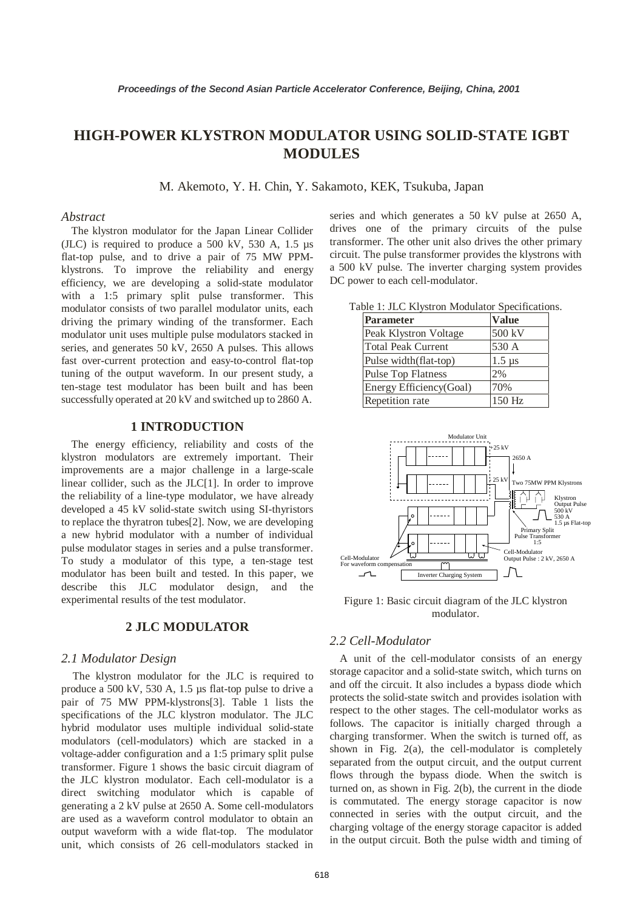# HIGH-POWER KLYSTRON MODULATOR USING SOLID-STATE IGBT MODULES

M. Akemoto, Y. H. Chin, Y. Sakamoto, KEK, Tsukuba, Japan

### *Abstract*

The klystron modulator for the Japan Linear Collider (JLC) is required to produce a 500 kV, 530 A, 1.5 µs flat-top pulse, and to drive a pair of 75 MW PPM-klystrons. To improve the reliability and energy efficiency, we are developing a solid-state modulator with a 1:5 primary split pulse transformer. This modulator consists of two parallel modulator units, each driving the primary winding of the transformer. Each modulator unit uses multiple pulse modulators stacked in series, and generates 50 kV, 2650 A pulses. This allows fast over-current protection and easy-to-control flat-top tuning of the output waveform. In our present study, a ten-stage test modulator has been built and has been successfully operated at 20 kV and switched up to 2860 A.

## 1 INTRODUCTION

The energy efficiency, reliability and costs of the klystron modulators are extremely important. Their improvements are a major challenge in a large-scale linear collider, such as the JLC[1]. In order to improve the reliability of a line-type modulator, we have already developed a 45 kV solid-state switch using SI-thyristors to replace the thyratron tubes[2]. Now, we are developing a new hybrid modulator with a number of individual pulse modulator stages in series and a pulse transformer. To study a modulator of this type, a ten-stage test modulator has been built and tested. In this paper, we describe this JLC modulator design, and the experimental results of the test modulator.

## 2 JLC MODULATOR

### *2.1 Modulator Design*

The klystron modulator for the JLC is required to produce a 500 kV, 530 A, 1.5 µs flat-top pulse to drive a pair of 75 MW PPM-klystrons[3]. Table 1 lists the specifications of the JLC klystron modulator. The JLC hybrid modulator uses multiple individual solid-state modulators (cell-modulators) which are stacked in a voltage-adder configuration and a 1:5 primary split pulse transformer. Figure 1 shows the basic circuit diagram of the JLC klystron modulator. Each cell-modulator is a direct switching modulator which is capable of generating a 2 kV pulse at 2650 A. Some cell-modulators are used as a waveform control modulator to obtain an output waveform with a wide flat-top. The modulator unit, which consists of 26 cell-modulators stacked in series and which generates a 50 kV pulse at 2650 A, drives one of the primary circuits of the pulse transformer. The other unit also drives the other primary circuit. The pulse transformer provides the klystrons with a 500 kV pulse. The inverter charging system provides DC power to each cell-modulator.

Table 1: JLC Klystron Modulator Specifications.

| Parameter | Value |
|---|---|
| Peak Klystron Voltage | 500 kV |
| Total Peak Current | 530 A |
| Pulse width(flat-top) | 1.5 µs |
| Pulse Top Flatness | 2% |
| Energy Efficiency(Goal) | 70% |
| Repetition rate | 150 Hz |

Figure 1: Basic circuit diagram of the JLC klystron modulator.

### *2.2 Cell-Modulator*

A unit of the cell-modulator consists of an energy storage capacitor and a solid-state switch, which turns on and off the circuit. It also includes a bypass diode which protects the solid-state switch and provides isolation with respect to the other stages. The cell-modulator works as follows. The capacitor is initially charged through a charging transformer. When the switch is turned off, as shown in Fig. 2(a), the cell-modulator is completely separated from the output circuit, and the output current flows through the bypass diode. When the switch is turned on, as shown in Fig. 2(b), the current in the diode is commutated. The energy storage capacitor is now connected in series with the output circuit, and the charging voltage of the energy storage capacitor is added in the output circuit. Both the pulse width and timing of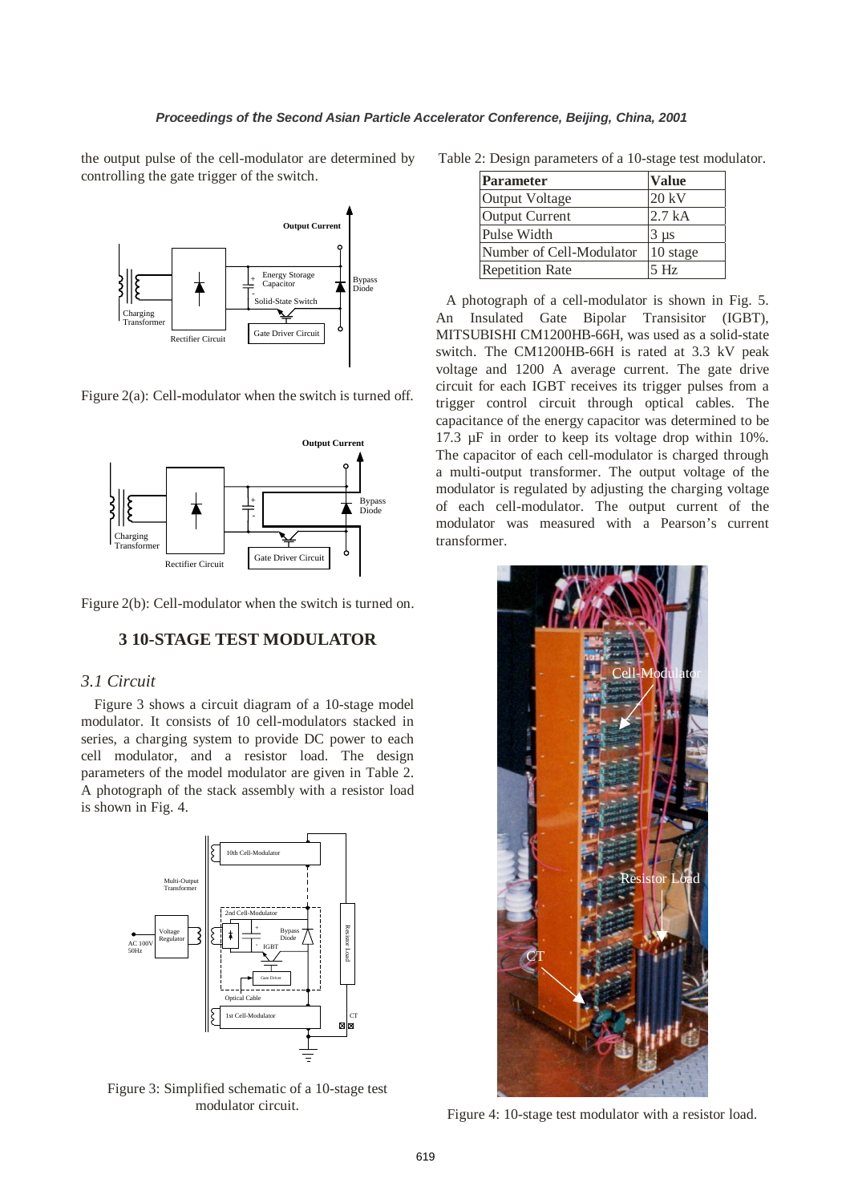the output pulse of the cell-modulator are determined by controlling the gate trigger of the switch.

Figure 2(a): Cell-modulator when the switch is turned off.

Figure 2(b): Cell-modulator when the switch is turned on.

## 3 10-STAGE TEST MODULATOR

### *3.1 Circuit*

Figure 3 shows a circuit diagram of a 10-stage model modulator. It consists of 10 cell-modulators stacked in series, a charging system to provide DC power to each cell modulator, and a resistor load. The design parameters of the model modulator are given in Table 2. A photograph of the stack assembly with a resistor load is shown in Fig. 4.

Figure 3: Simplified schematic of a 10-stage test modulator circuit.

Table 2: Design parameters of a 10-stage test modulator.

| Parameter | Value |
|---|---|
| Output Voltage | 20 kV |
| Output Current | 2.7 kA |
| Pulse Width | 3 μs |
| Number of Cell-Modulator | 10 stage |
| Repetition Rate | 5 Hz |

A photograph of a cell-modulator is shown in Fig. 5. An Insulated Gate Bipolar Transisitor (IGBT), MITSUBISHI CM1200HB-66H, was used as a solid-state switch. The CM1200HB-66H is rated at 3.3 kV peak voltage and 1200 A average current. The gate drive circuit for each IGBT receives its trigger pulses from a trigger control circuit through optical cables. The capacitance of the energy capacitor was determined to be 17.3 μF in order to keep its voltage drop within 10%. The capacitor of each cell-modulator is charged through a multi-output transformer. The output voltage of the modulator is regulated by adjusting the charging voltage of each cell-modulator. The output current of the modulator was measured with a Pearson's current transformer.

Figure 4: 10-stage test modulator with a resistor load.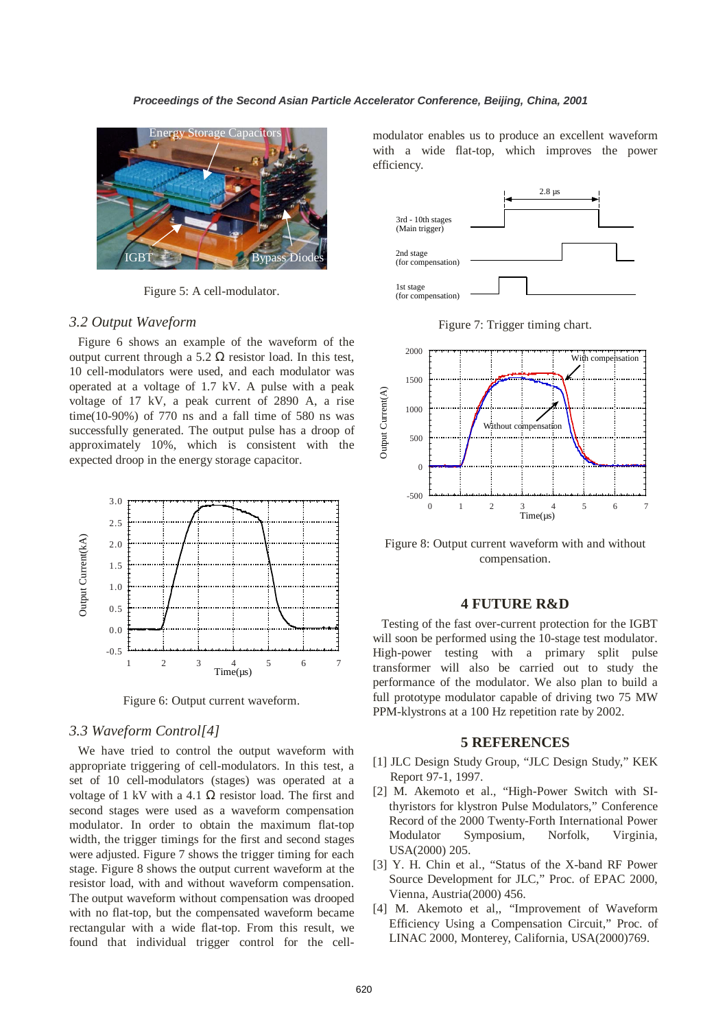Energy Storage Capacitors

IGBT

Bypass Diodes

Figure 5: A cell-modulator.

### 3.2 Output Waveform

Figure 6 shows an example of the waveform of the output current through a 5.2 Ω resistor load. In this test, 10 cell-modulators were used, and each modulator was operated at a voltage of 1.7 kV. A pulse with a peak voltage of 17 kV, a peak current of 2890 A, a rise time(10-90%) of 770 ns and a fall time of 580 ns was successfully generated. The output pulse has a droop of approximately 10%, which is consistent with the expected droop in the energy storage capacitor.

Output Current(kA)

3.0
2.5
2.0
1.5
1.0
0.5
0.0
-0.5

1 2 3 4 5 6 7

Time(μs)

Figure 6: Output current waveform.

### 3.3 Waveform Control[4]

We have tried to control the output waveform with appropriate triggering of cell-modulators. In this test, a set of 10 cell-modulators (stages) was operated at a voltage of 1 kV with a 4.1 Ω resistor load. The first and second stages were used as a waveform compensation modulator. In order to obtain the maximum flat-top width, the trigger timings for the first and second stages were adjusted. Figure 7 shows the trigger timing for each stage. Figure 8 shows the output current waveform at the resistor load, with and without waveform compensation. The output waveform without compensation was drooped with no flat-top, but the compensated waveform became rectangular with a wide flat-top. From this result, we found that individual trigger control for the cell-modulator enables us to produce an excellent waveform with a wide flat-top, which improves the power efficiency.

2.8 μs

3rd - 10th stages
(Main trigger)

2nd stage
(for compensation)

1st stage
(for compensation)

Figure 7: Trigger timing chart.

Output Current(A)

2000
1500
1000
500
0
-500

0 1 2 3 4 5 6 7

Time(μs)

With compensation

Without compensation

Figure 8: Output current waveform with and without compensation.

## 4 FUTURE R&D

Testing of the fast over-current protection for the IGBT will soon be performed using the 10-stage test modulator. High-power testing with a primary split pulse transformer will also be carried out to study the performance of the modulator. We also plan to build a full prototype modulator capable of driving two 75 MW PPM-klystrons at a 100 Hz repetition rate by 2002.

## 5 REFERENCES

[1] JLC Design Study Group, "JLC Design Study," KEK Report 97-1, 1997.

[2] M. Akemoto et al., "High-Power Switch with SI-thyristors for klystron Pulse Modulators," Conference Record of the 2000 Twenty-Forth International Power Modulator Symposium, Norfolk, Virginia, USA(2000) 205.

[3] Y. H. Chin et al., "Status of the X-band RF Power Source Development for JLC," Proc. of EPAC 2000, Vienna, Austria(2000) 456.

[4] M. Akemoto et al,, "Improvement of Waveform Efficiency Using a Compensation Circuit," Proc. of LINAC 2000, Monterey, California, USA(2000)769.